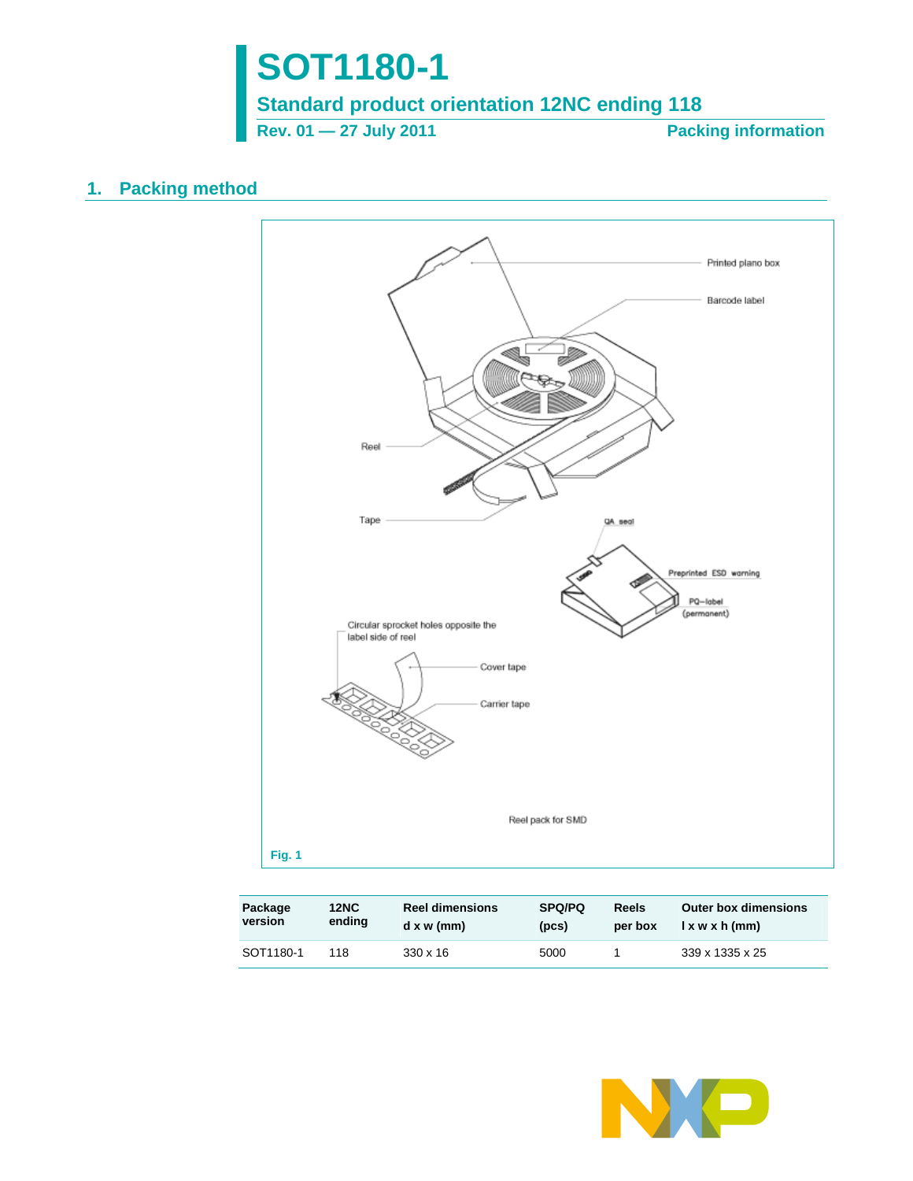# SOT1180-1

**Standard product orientation 12NC ending 118**

**Rev. 01 — 27 July 2011** **Packing information**

## 1. Packing method

Printed plano box

Barcode label

Reel

Tape

QA seal

Preprinted ESD warning

PQ-label (permanent)

Circular sprocket holes opposite the label side of reel

Cover tape

Carrier tape

Reel pack for SMD

**Fig. 1**

| Package version | 12NC ending | Reel dimensions d x w (mm) | SPQ/PQ (pcs) | Reels per box | Outer box dimensions l x w x h (mm) |
|---|---|---|---|---|---|
| SOT1180-1 | 118 | 330 x 16 | 5000 | 1 | 339 x 1335 x 25 |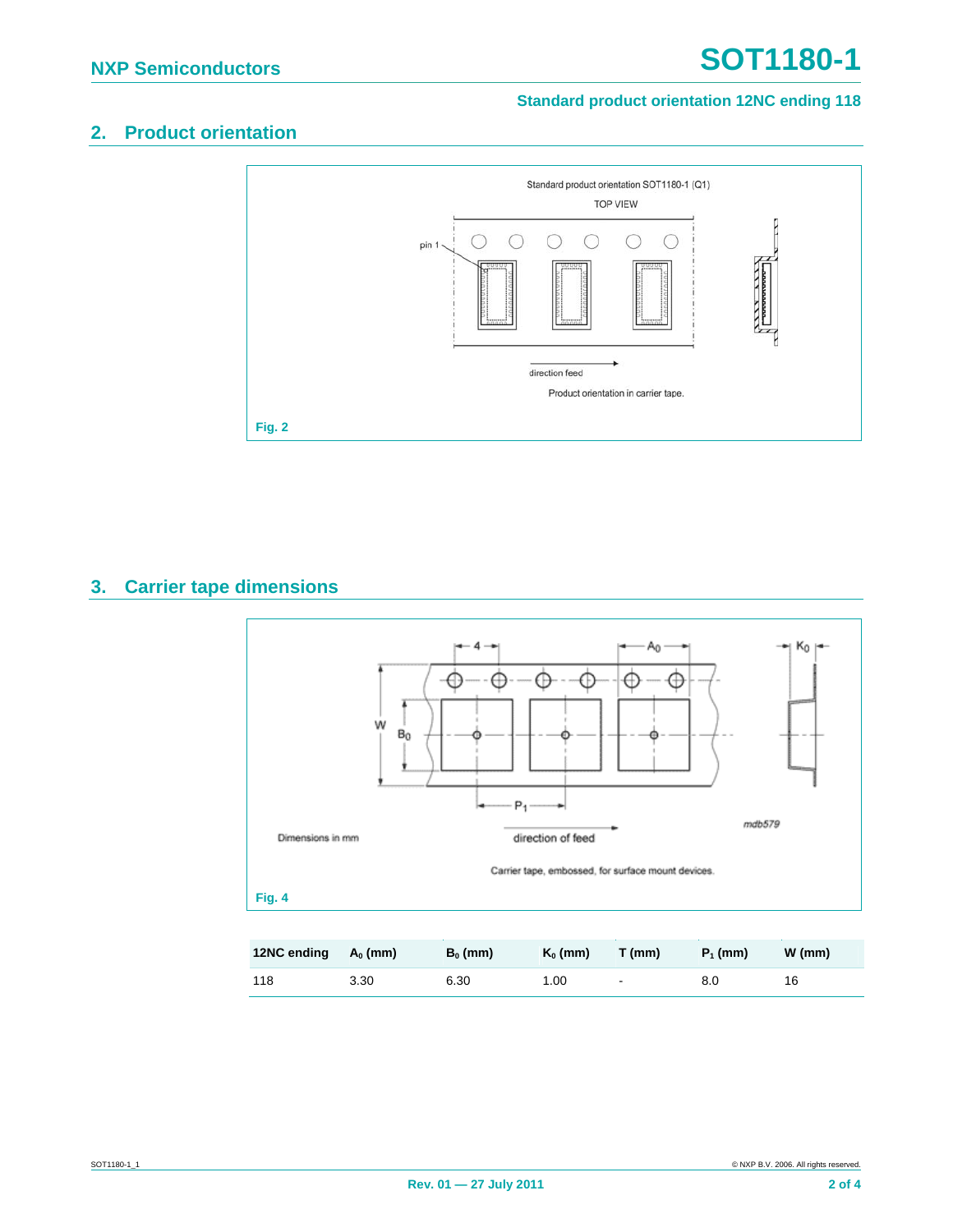## 2. Product orientation

Standard product orientation SOT1180-1 (Q1)

TOP VIEW

pin 1

direction feed

Product orientation in carrier tape.

Fig. 2

## 3. Carrier tape dimensions

Dimensions in mm

direction of feed

mdb579

Carrier tape, embossed, for surface mount devices.

Fig. 4

| 12NC ending | $A_0$ (mm) | $B_0$ (mm) | $K_0$ (mm) | T (mm) | $P_1$ (mm) | W (mm) |
|---|---|---|---|---|---|---|
| 118 | 3.30 | 6.30 | 1.00 | - | 8.0 | 16 |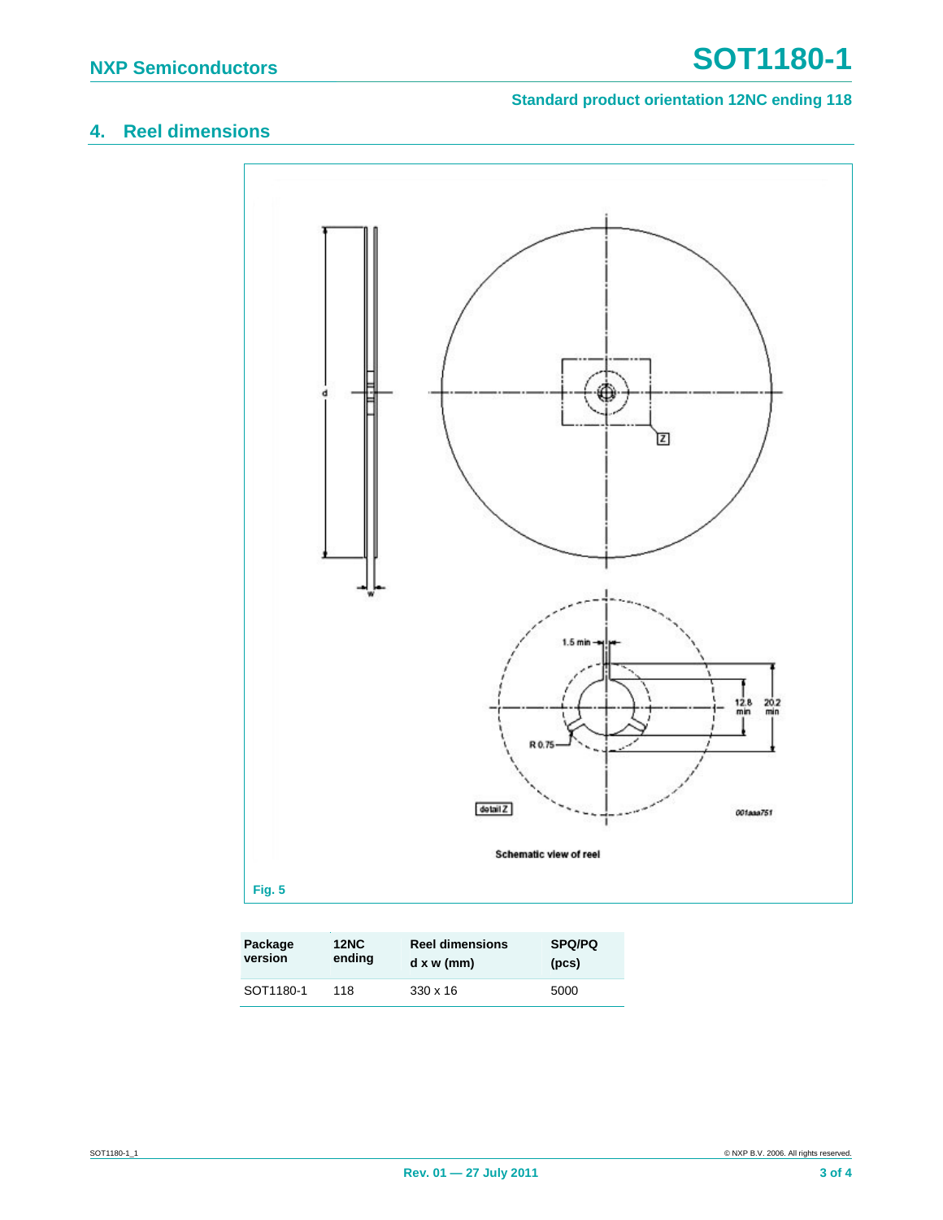## 4. Reel dimensions

Schematic view of reel

Fig. 5

| Package version | 12NC ending | Reel dimensions d x w (mm) | SPQ/PQ (pcs) |
|---|---|---|---|
| SOT1180-1 | 118 | 330 x 16 | 5000 |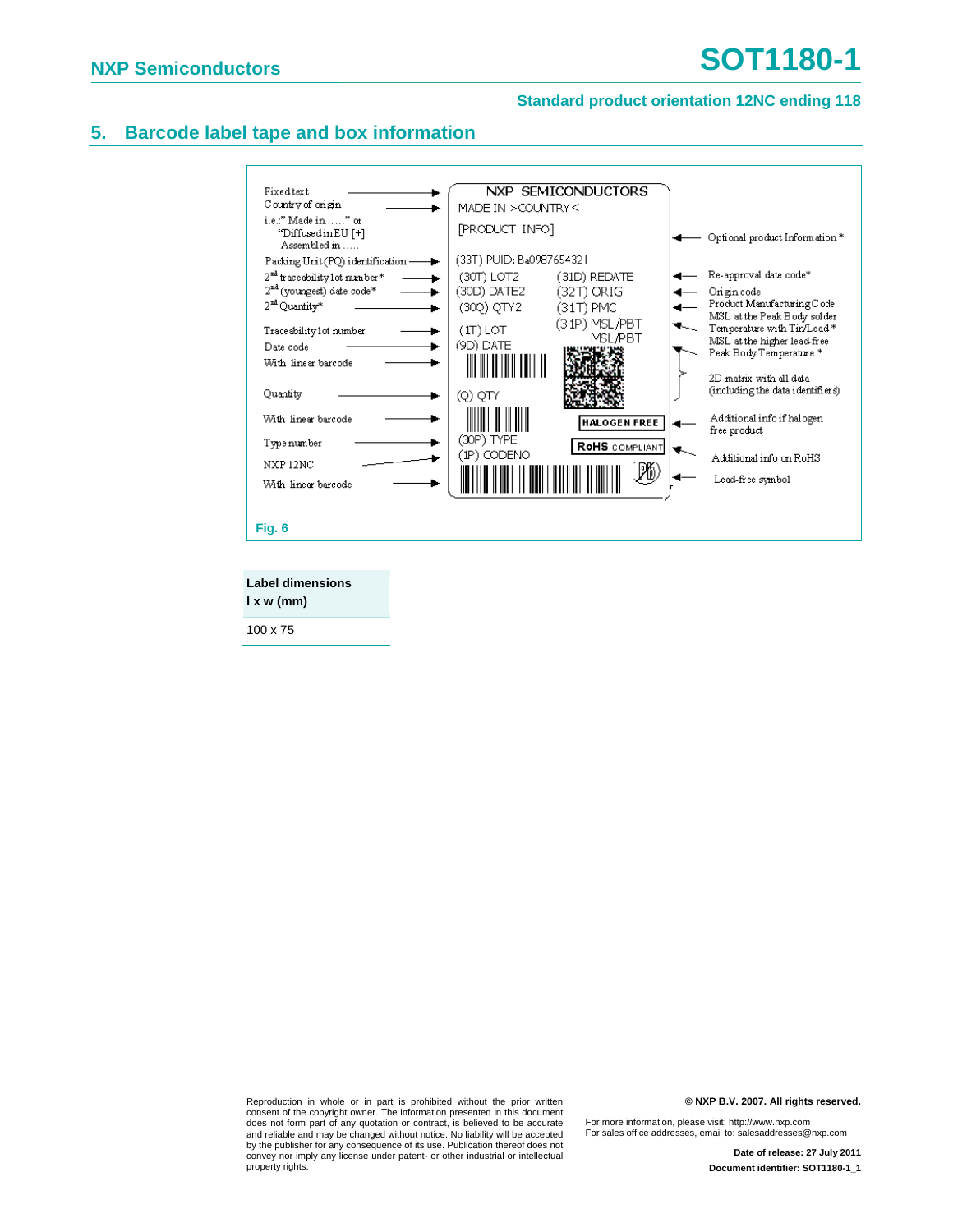## 5. Barcode label tape and box information

Fixed text
Country of origin
i.e.:" Made in ....." or "Diffused in EU [+] Assembled in .....
Packing Unit (PQ) identification
2nd traceability lot number*
2nd (youngest) date code*
2nd Quantity*
Traceability lot number
Date code
With linear barcode
Quantity
With linear barcode
Type number
NXP 12NC
With linear barcode

NXP SEMICONDUCTORS
MADE IN >COUNTRY<
[PRODUCT INFO]
(33T) PUID: Ba0987654321
(30T) LOT2
(30D) DATE2
(30Q) QTY2
(1T) LOT
(9D) DATE
(Q) QTY
(31D) REDATE
(32T) ORIG
(31T) PMC
(31P) MSL/PBT
MSL/PBT
HALOGEN FREE
RoHS COMPLIANT
(30P) TYPE
(1P) CODENO

Optional product Information*
Re-approval date code*
Origin code
Product Manufacturing Code
MSL at the Peak Body solder Temperature with Tin/Lead*
MSL at the higher lead-free Peak Body Temperature.*
2D matrix with all data (including the data identifiers)
Additional info if halogen free product
Additional info on RoHS
Lead-free symbol

Fig. 6

| Label dimensions l x w (mm) |
|---|
| 100 x 75 |